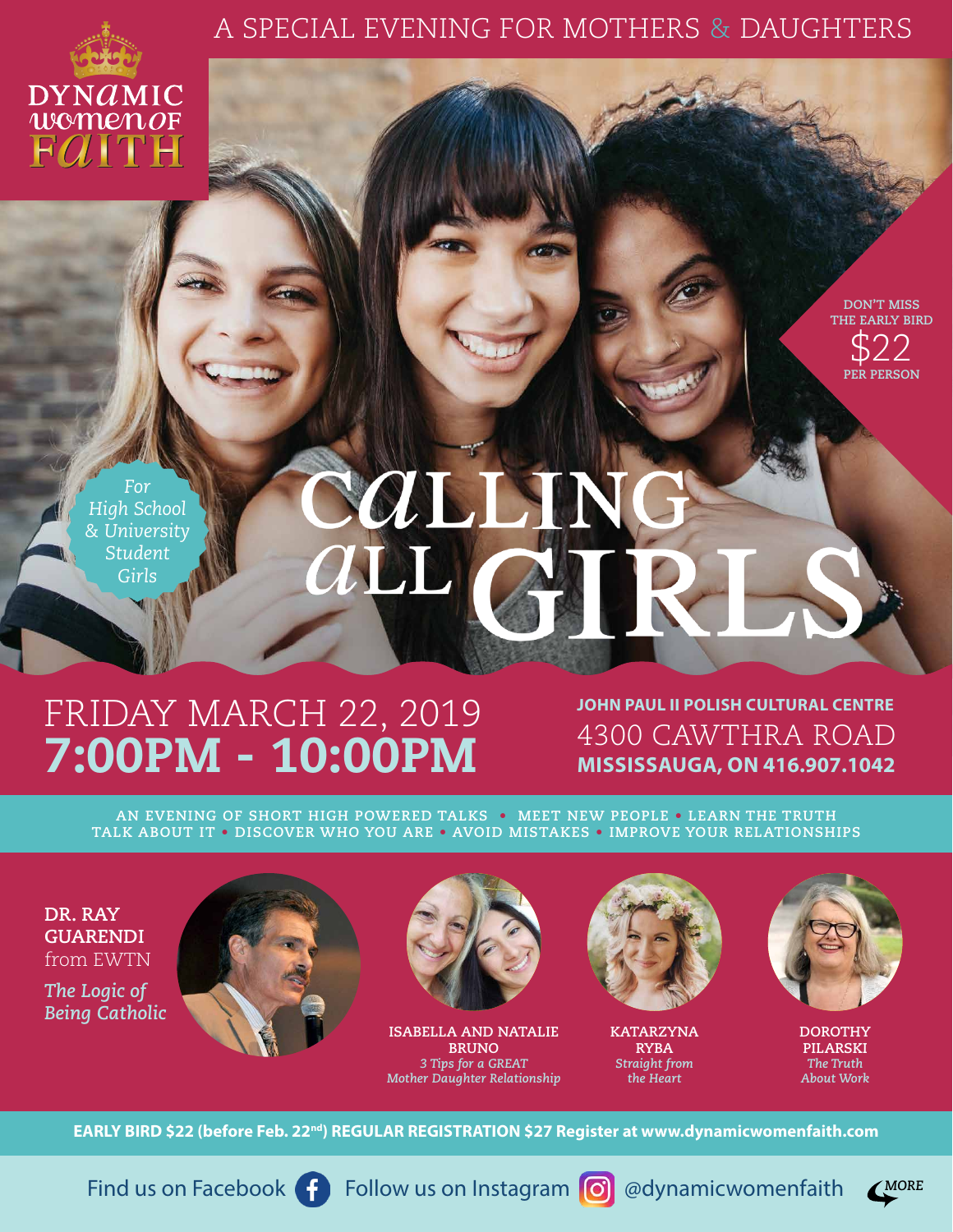A SPECIAL EVENING FOR MOTHERS & DAUGHTERS

DYNAMIC WOMEN OF FAITH

DON'T MISS THE EARLY BIRD
$22
PER PERSON

*For High School & University Student Girls*

# CALLING ALL GIRLS

## FRIDAY MARCH 22, 2019
## **7:00PM - 10:00PM**

**JOHN PAUL II POLISH CULTURAL CENTRE**
4300 CAWTHRA ROAD
**MISSISSAUGA, ON 416.907.1042**

AN EVENING OF SHORT HIGH POWERED TALKS • MEET NEW PEOPLE • LEARN THE TRUTH
TALK ABOUT IT • DISCOVER WHO YOU ARE • AVOID MISTAKES • IMPROVE YOUR RELATIONSHIPS

**DR. RAY GUARENDI**
from EWTN
*The Logic of Being Catholic*

**ISABELLA AND NATALIE BRUNO**
*3 Tips for a GREAT Mother Daughter Relationship*

**KATARZYNA RYBA**
*Straight from the Heart*

**DOROTHY PILARSKI**
*The Truth About Work*

**EARLY BIRD $22 (before Feb. 22nd) REGULAR REGISTRATION $27 Register at www.dynamicwomenfaith.com**

Find us on Facebook Follow us on Instagram @dynamicwomenfaith

MORE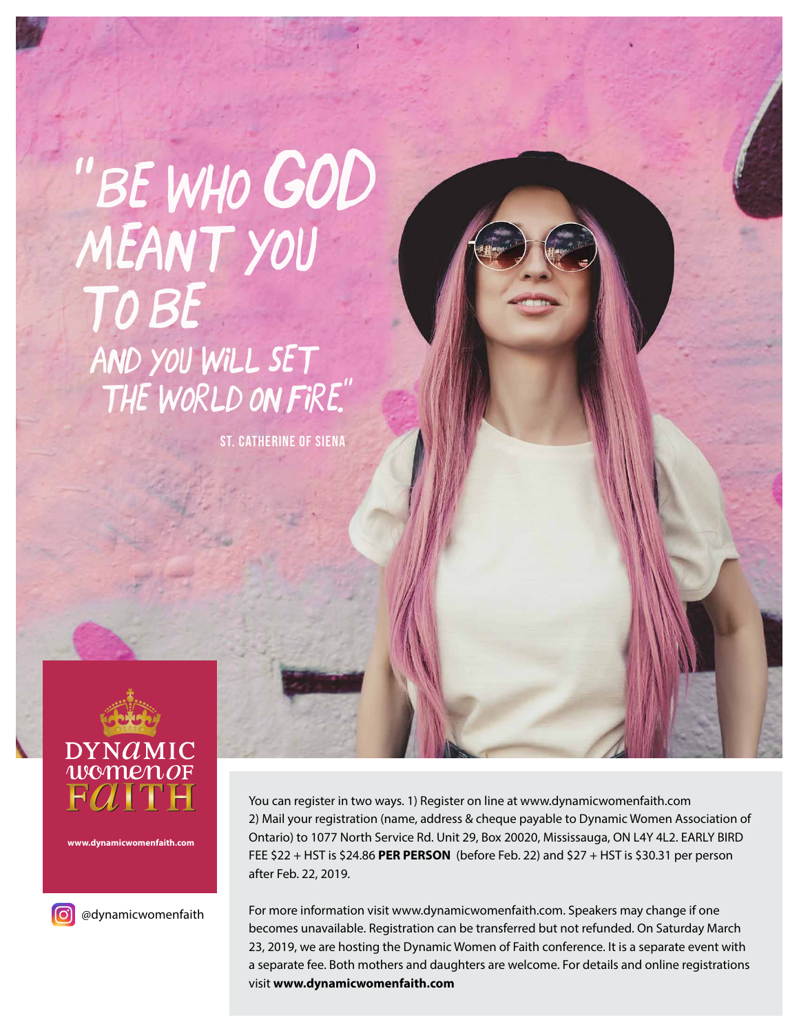# "Be who God meant you to be and you will set the world on fire."

ST. CATHERINE OF SIENA

DYNAMIC women OF FAITH

**www.dynamicwomenfaith.com**

@dynamicwomenfaith

You can register in two ways. 1) Register on line at www.dynamicwomenfaith.com 2) Mail your registration (name, address & cheque payable to Dynamic Women Association of Ontario) to 1077 North Service Rd. Unit 29, Box 20020, Mississauga, ON L4Y 4L2. EARLY BIRD FEE $22 + HST is $24.86 **PER PERSON** (before Feb. 22) and $27 + HST is $30.31 per person after Feb. 22, 2019.

For more information visit www.dynamicwomenfaith.com. Speakers may change if one becomes unavailable. Registration can be transferred but not refunded. On Saturday March 23, 2019, we are hosting the Dynamic Women of Faith conference. It is a separate event with a separate fee. Both mothers and daughters are welcome. For details and online registrations visit **www.dynamicwomenfaith.com**